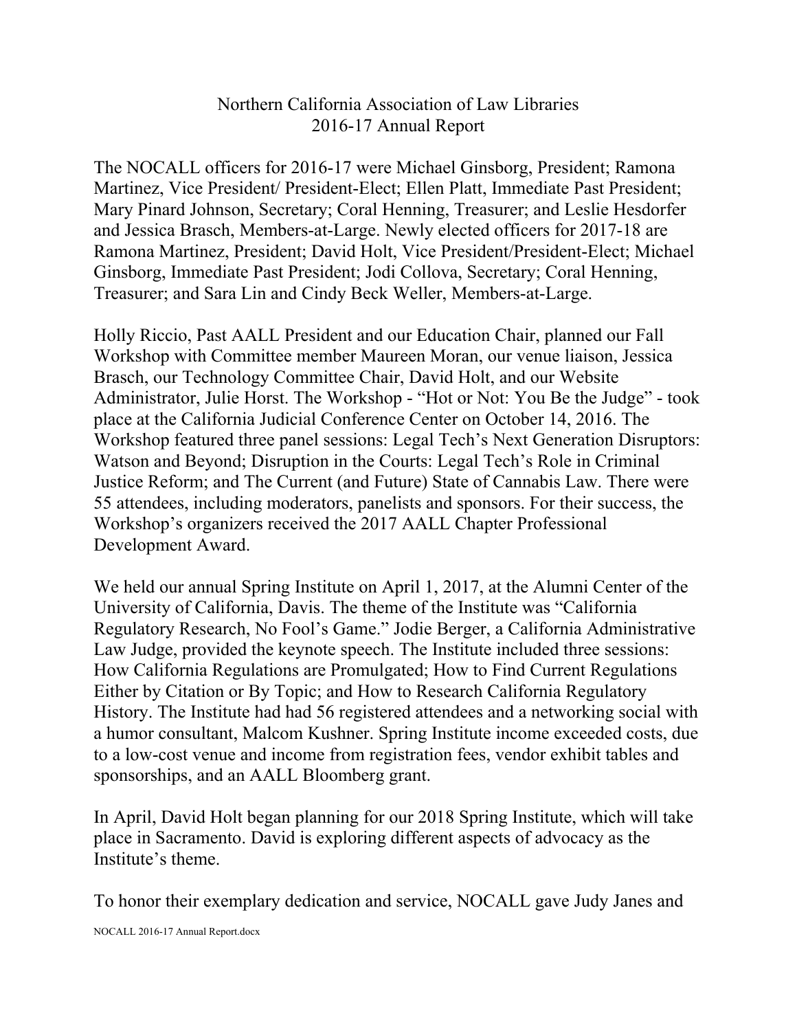# Northern California Association of Law Libraries
## 2016-17 Annual Report

The NOCALL officers for 2016-17 were Michael Ginsborg, President; Ramona Martinez, Vice President/ President-Elect; Ellen Platt, Immediate Past President; Mary Pinard Johnson, Secretary; Coral Henning, Treasurer; and Leslie Hesdorfer and Jessica Brasch, Members-at-Large. Newly elected officers for 2017-18 are Ramona Martinez, President; David Holt, Vice President/President-Elect; Michael Ginsborg, Immediate Past President; Jodi Collova, Secretary; Coral Henning, Treasurer; and Sara Lin and Cindy Beck Weller, Members-at-Large.

Holly Riccio, Past AALL President and our Education Chair, planned our Fall Workshop with Committee member Maureen Moran, our venue liaison, Jessica Brasch, our Technology Committee Chair, David Holt, and our Website Administrator, Julie Horst. The Workshop - "Hot or Not: You Be the Judge" - took place at the California Judicial Conference Center on October 14, 2016. The Workshop featured three panel sessions: Legal Tech's Next Generation Disruptors: Watson and Beyond; Disruption in the Courts: Legal Tech's Role in Criminal Justice Reform; and The Current (and Future) State of Cannabis Law. There were 55 attendees, including moderators, panelists and sponsors. For their success, the Workshop's organizers received the 2017 AALL Chapter Professional Development Award.

We held our annual Spring Institute on April 1, 2017, at the Alumni Center of the University of California, Davis. The theme of the Institute was "California Regulatory Research, No Fool's Game." Jodie Berger, a California Administrative Law Judge, provided the keynote speech. The Institute included three sessions: How California Regulations are Promulgated; How to Find Current Regulations Either by Citation or By Topic; and How to Research California Regulatory History. The Institute had had 56 registered attendees and a networking social with a humor consultant, Malcom Kushner. Spring Institute income exceeded costs, due to a low-cost venue and income from registration fees, vendor exhibit tables and sponsorships, and an AALL Bloomberg grant.

In April, David Holt began planning for our 2018 Spring Institute, which will take place in Sacramento. David is exploring different aspects of advocacy as the Institute's theme.

To honor their exemplary dedication and service, NOCALL gave Judy Janes and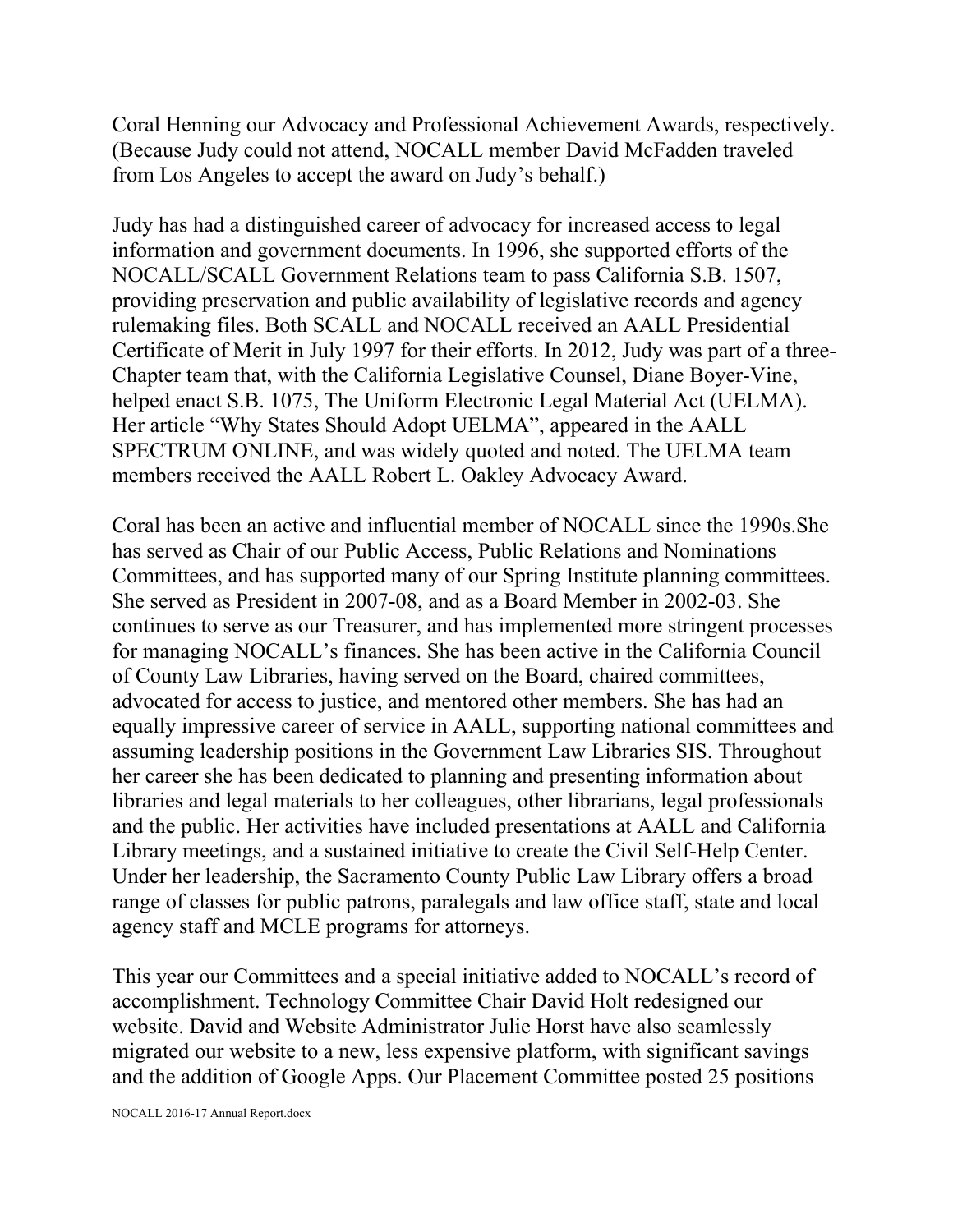Coral Henning our Advocacy and Professional Achievement Awards, respectively. (Because Judy could not attend, NOCALL member David McFadden traveled from Los Angeles to accept the award on Judy's behalf.)

Judy has had a distinguished career of advocacy for increased access to legal information and government documents. In 1996, she supported efforts of the NOCALL/SCALL Government Relations team to pass California S.B. 1507, providing preservation and public availability of legislative records and agency rulemaking files. Both SCALL and NOCALL received an AALL Presidential Certificate of Merit in July 1997 for their efforts. In 2012, Judy was part of a three-Chapter team that, with the California Legislative Counsel, Diane Boyer-Vine, helped enact S.B. 1075, The Uniform Electronic Legal Material Act (UELMA). Her article "Why States Should Adopt UELMA", appeared in the AALL SPECTRUM ONLINE, and was widely quoted and noted. The UELMA team members received the AALL Robert L. Oakley Advocacy Award.

Coral has been an active and influential member of NOCALL since the 1990s.She has served as Chair of our Public Access, Public Relations and Nominations Committees, and has supported many of our Spring Institute planning committees. She served as President in 2007-08, and as a Board Member in 2002-03. She continues to serve as our Treasurer, and has implemented more stringent processes for managing NOCALL's finances. She has been active in the California Council of County Law Libraries, having served on the Board, chaired committees, advocated for access to justice, and mentored other members. She has had an equally impressive career of service in AALL, supporting national committees and assuming leadership positions in the Government Law Libraries SIS. Throughout her career she has been dedicated to planning and presenting information about libraries and legal materials to her colleagues, other librarians, legal professionals and the public. Her activities have included presentations at AALL and California Library meetings, and a sustained initiative to create the Civil Self-Help Center. Under her leadership, the Sacramento County Public Law Library offers a broad range of classes for public patrons, paralegals and law office staff, state and local agency staff and MCLE programs for attorneys.

This year our Committees and a special initiative added to NOCALL's record of accomplishment. Technology Committee Chair David Holt redesigned our website. David and Website Administrator Julie Horst have also seamlessly migrated our website to a new, less expensive platform, with significant savings and the addition of Google Apps. Our Placement Committee posted 25 positions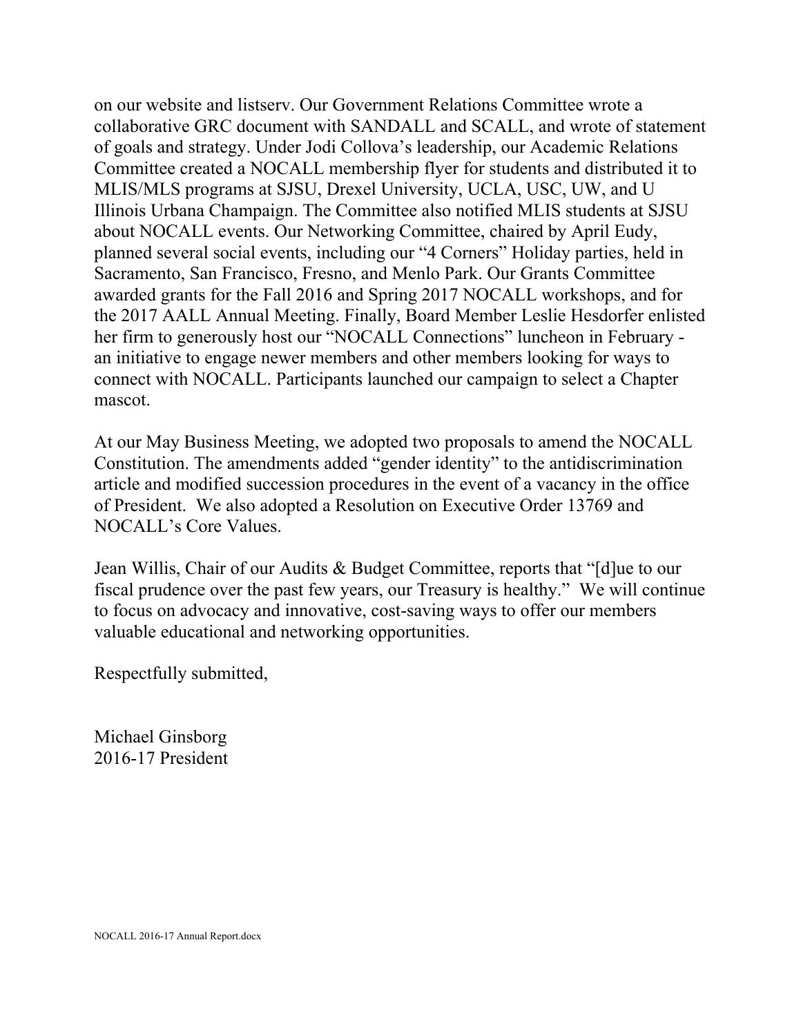on our website and listserv. Our Government Relations Committee wrote a collaborative GRC document with SANDALL and SCALL, and wrote of statement of goals and strategy. Under Jodi Collova's leadership, our Academic Relations Committee created a NOCALL membership flyer for students and distributed it to MLIS/MLS programs at SJSU, Drexel University, UCLA, USC, UW, and U Illinois Urbana Champaign. The Committee also notified MLIS students at SJSU about NOCALL events. Our Networking Committee, chaired by April Eudy, planned several social events, including our "4 Corners" Holiday parties, held in Sacramento, San Francisco, Fresno, and Menlo Park. Our Grants Committee awarded grants for the Fall 2016 and Spring 2017 NOCALL workshops, and for the 2017 AALL Annual Meeting. Finally, Board Member Leslie Hesdorfer enlisted her firm to generously host our "NOCALL Connections" luncheon in February - an initiative to engage newer members and other members looking for ways to connect with NOCALL. Participants launched our campaign to select a Chapter mascot.

At our May Business Meeting, we adopted two proposals to amend the NOCALL Constitution. The amendments added "gender identity" to the antidiscrimination article and modified succession procedures in the event of a vacancy in the office of President. We also adopted a Resolution on Executive Order 13769 and NOCALL's Core Values.

Jean Willis, Chair of our Audits & Budget Committee, reports that "[d]ue to our fiscal prudence over the past few years, our Treasury is healthy." We will continue to focus on advocacy and innovative, cost-saving ways to offer our members valuable educational and networking opportunities.

Respectfully submitted,

Michael Ginsborg
2016-17 President